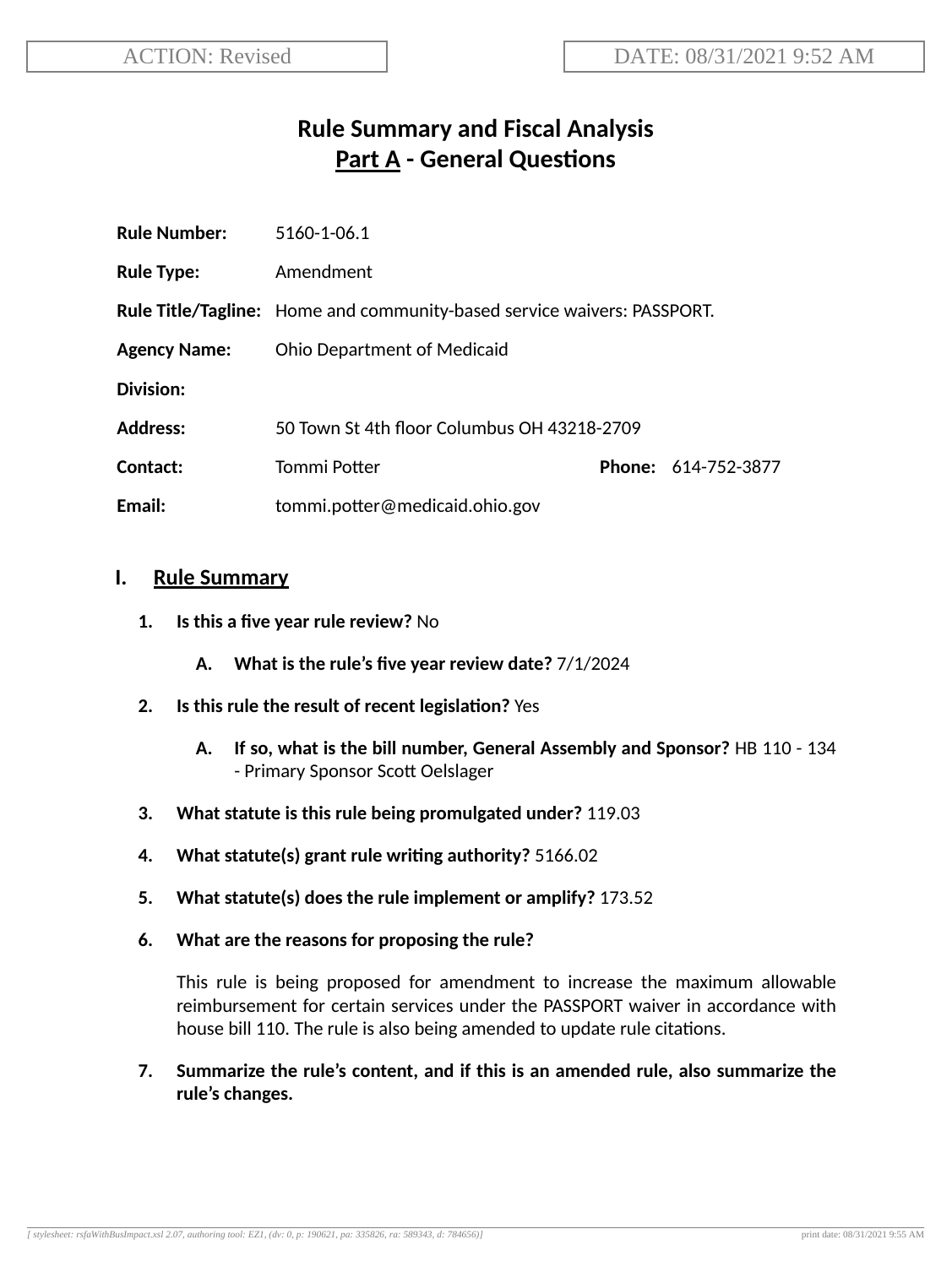ACTION: Revised

DATE: 08/31/2021 9:52 AM

# Rule Summary and Fiscal Analysis
## Part A - General Questions

**Rule Number:** 5160-1-06.1

**Rule Type:** Amendment

**Rule Title/Tagline:** Home and community-based service waivers: PASSPORT.

**Agency Name:** Ohio Department of Medicaid

**Division:**

**Address:** 50 Town St 4th floor Columbus OH 43218-2709

**Contact:** Tommi Potter **Phone:** 614-752-3877

**Email:** tommi.potter@medicaid.ohio.gov

## I. Rule Summary

1. **Is this a five year rule review?** No

   A. **What is the rule's five year review date?** 7/1/2024

2. **Is this rule the result of recent legislation?** Yes

   A. **If so, what is the bill number, General Assembly and Sponsor?** HB 110 - 134 - Primary Sponsor Scott Oelslager

3. **What statute is this rule being promulgated under?** 119.03

4. **What statute(s) grant rule writing authority?** 5166.02

5. **What statute(s) does the rule implement or amplify?** 173.52

6. **What are the reasons for proposing the rule?**

   This rule is being proposed for amendment to increase the maximum allowable reimbursement for certain services under the PASSPORT waiver in accordance with house bill 110. The rule is also being amended to update rule citations.

7. **Summarize the rule's content, and if this is an amended rule, also summarize the rule's changes.**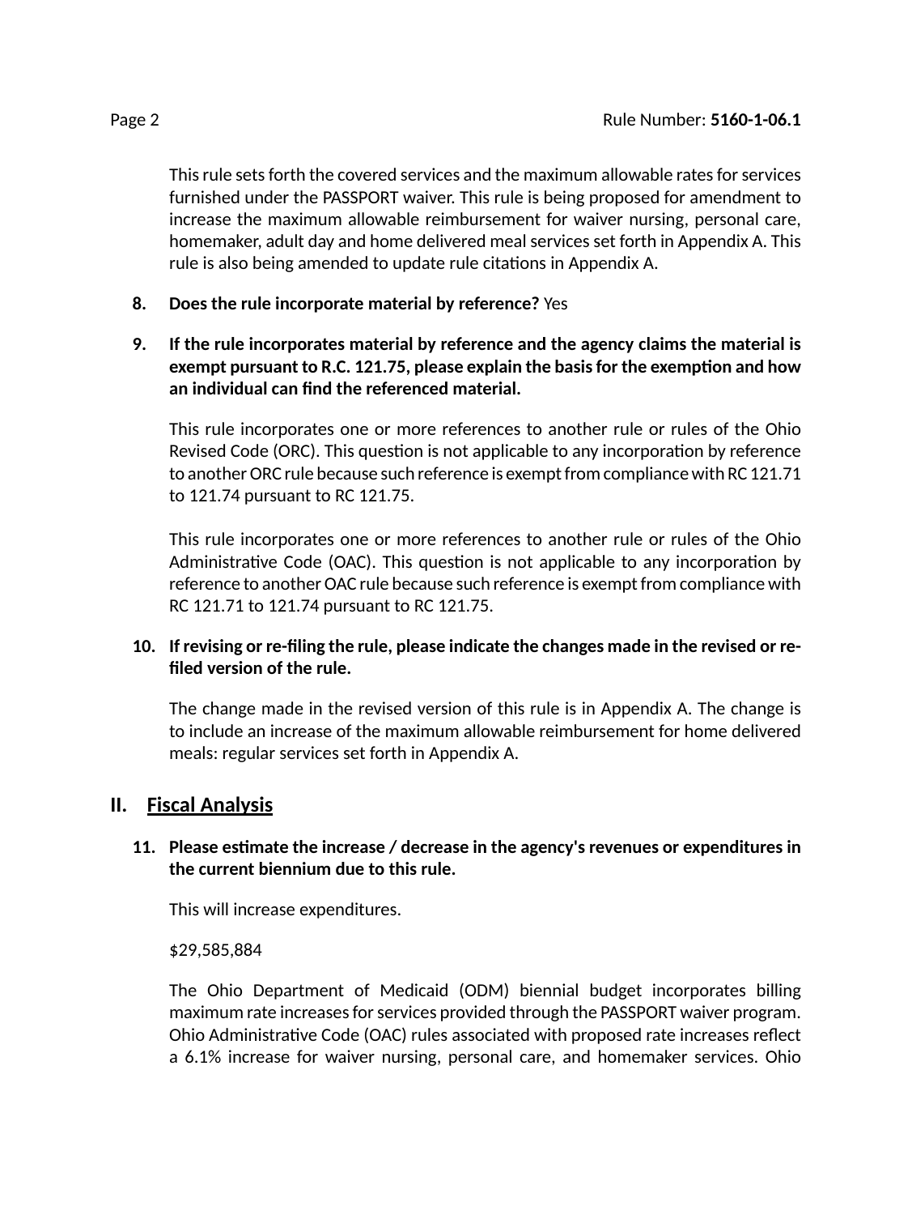This rule sets forth the covered services and the maximum allowable rates for services furnished under the PASSPORT waiver. This rule is being proposed for amendment to increase the maximum allowable reimbursement for waiver nursing, personal care, homemaker, adult day and home delivered meal services set forth in Appendix A. This rule is also being amended to update rule citations in Appendix A.

8. **Does the rule incorporate material by reference?** Yes

9. **If the rule incorporates material by reference and the agency claims the material is exempt pursuant to R.C. 121.75, please explain the basis for the exemption and how an individual can find the referenced material.**

   This rule incorporates one or more references to another rule or rules of the Ohio Revised Code (ORC). This question is not applicable to any incorporation by reference to another ORC rule because such reference is exempt from compliance with RC 121.71 to 121.74 pursuant to RC 121.75.

   This rule incorporates one or more references to another rule or rules of the Ohio Administrative Code (OAC). This question is not applicable to any incorporation by reference to another OAC rule because such reference is exempt from compliance with RC 121.71 to 121.74 pursuant to RC 121.75.

10. **If revising or re-filing the rule, please indicate the changes made in the revised or re-filed version of the rule.**

    The change made in the revised version of this rule is in Appendix A. The change is to include an increase of the maximum allowable reimbursement for home delivered meals: regular services set forth in Appendix A.

## II. Fiscal Analysis

11. **Please estimate the increase / decrease in the agency's revenues or expenditures in the current biennium due to this rule.**

    This will increase expenditures.

    $29,585,884

    The Ohio Department of Medicaid (ODM) biennial budget incorporates billing maximum rate increases for services provided through the PASSPORT waiver program. Ohio Administrative Code (OAC) rules associated with proposed rate increases reflect a 6.1% increase for waiver nursing, personal care, and homemaker services. Ohio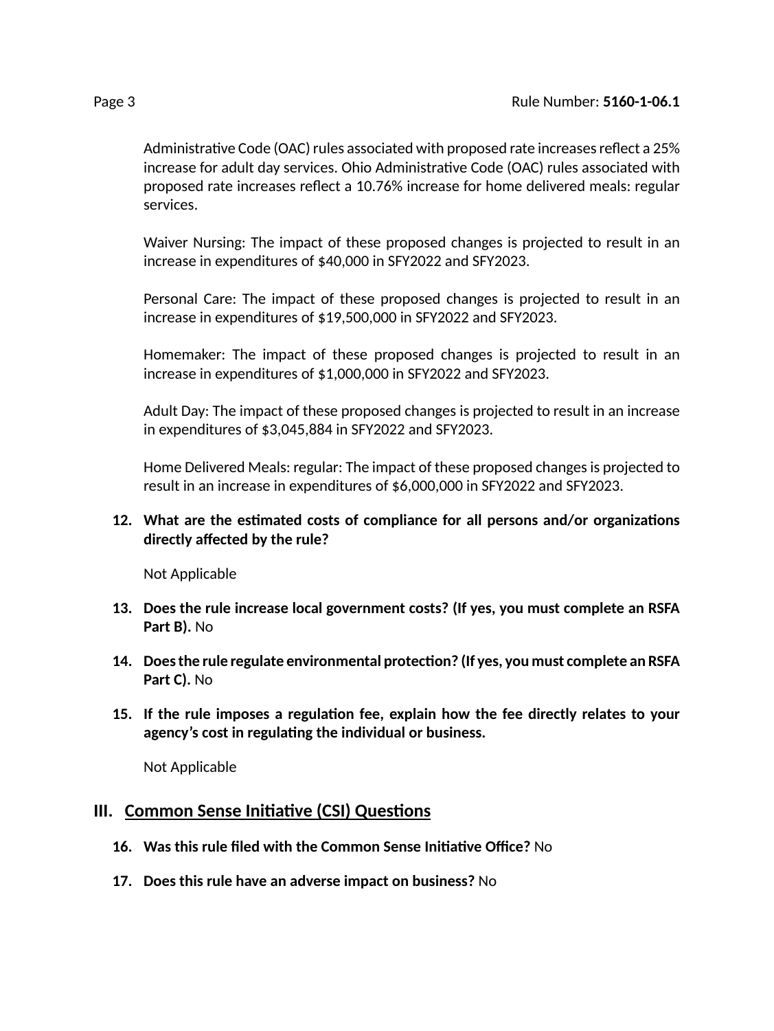Administrative Code (OAC) rules associated with proposed rate increases reflect a 25% increase for adult day services. Ohio Administrative Code (OAC) rules associated with proposed rate increases reflect a 10.76% increase for home delivered meals: regular services.

Waiver Nursing: The impact of these proposed changes is projected to result in an increase in expenditures of $40,000 in SFY2022 and SFY2023.

Personal Care: The impact of these proposed changes is projected to result in an increase in expenditures of $19,500,000 in SFY2022 and SFY2023.

Homemaker: The impact of these proposed changes is projected to result in an increase in expenditures of $1,000,000 in SFY2022 and SFY2023.

Adult Day: The impact of these proposed changes is projected to result in an increase in expenditures of $3,045,884 in SFY2022 and SFY2023.

Home Delivered Meals: regular: The impact of these proposed changes is projected to result in an increase in expenditures of $6,000,000 in SFY2022 and SFY2023.

12. **What are the estimated costs of compliance for all persons and/or organizations directly affected by the rule?**

    Not Applicable

13. **Does the rule increase local government costs? (If yes, you must complete an RSFA Part B).** No

14. **Does the rule regulate environmental protection? (If yes, you must complete an RSFA Part C).** No

15. **If the rule imposes a regulation fee, explain how the fee directly relates to your agency's cost in regulating the individual or business.**

    Not Applicable

## III. Common Sense Initiative (CSI) Questions

16. **Was this rule filed with the Common Sense Initiative Office?** No

17. **Does this rule have an adverse impact on business?** No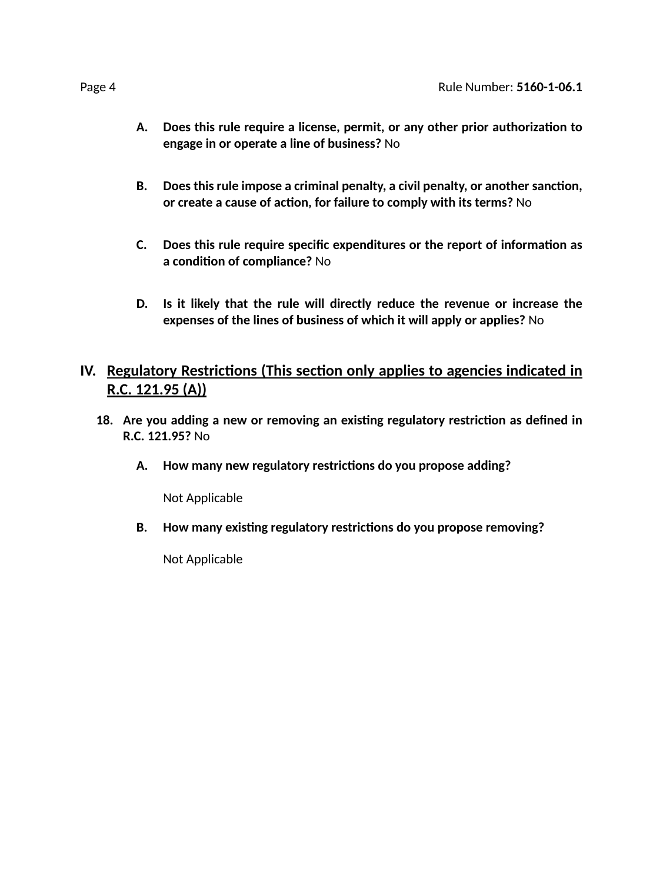A. **Does this rule require a license, permit, or any other prior authorization to engage in or operate a line of business?** No

B. **Does this rule impose a criminal penalty, a civil penalty, or another sanction, or create a cause of action, for failure to comply with its terms?** No

C. **Does this rule require specific expenditures or the report of information as a condition of compliance?** No

D. **Is it likely that the rule will directly reduce the revenue or increase the expenses of the lines of business of which it will apply or applies?** No

## IV. <u>Regulatory Restrictions (This section only applies to agencies indicated in R.C. 121.95 (A))</u>

**18. Are you adding a new or removing an existing regulatory restriction as defined in R.C. 121.95?** No

A. **How many new regulatory restrictions do you propose adding?**

Not Applicable

B. **How many existing regulatory restrictions do you propose removing?**

Not Applicable